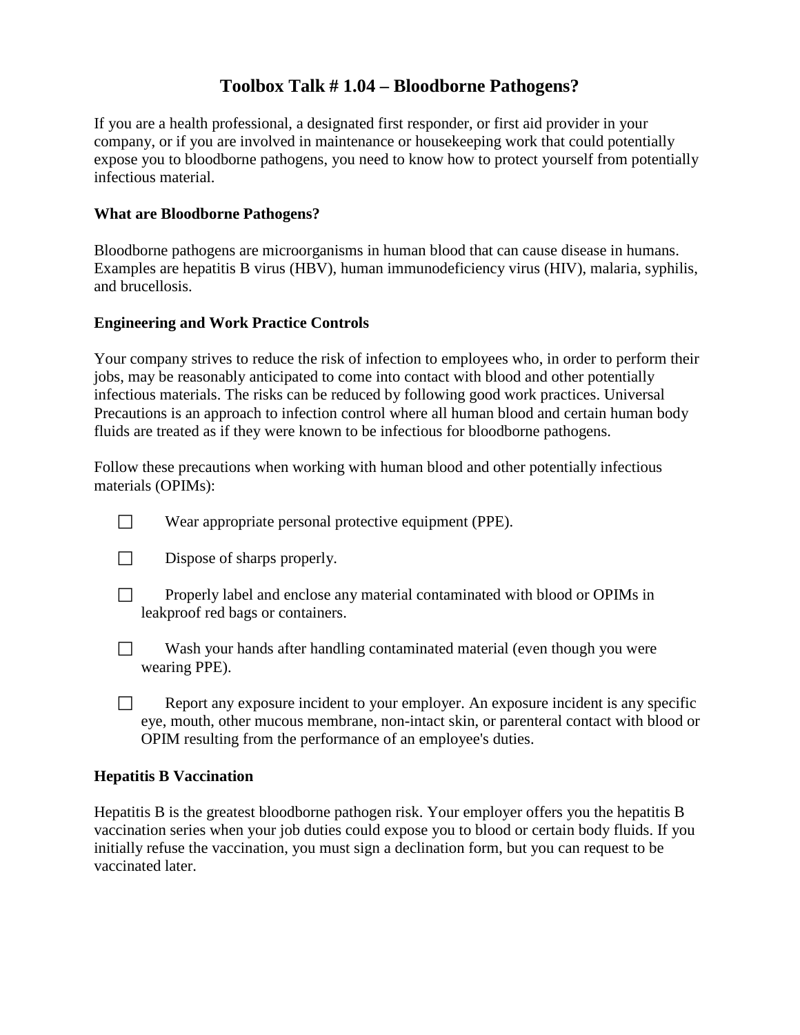# Toolbox Talk # 1.04 – Bloodborne Pathogens?

If you are a health professional, a designated first responder, or first aid provider in your company, or if you are involved in maintenance or housekeeping work that could potentially expose you to bloodborne pathogens, you need to know how to protect yourself from potentially infectious material.

**What are Bloodborne Pathogens?**

Bloodborne pathogens are microorganisms in human blood that can cause disease in humans. Examples are hepatitis B virus (HBV), human immunodeficiency virus (HIV), malaria, syphilis, and brucellosis.

**Engineering and Work Practice Controls**

Your company strives to reduce the risk of infection to employees who, in order to perform their jobs, may be reasonably anticipated to come into contact with blood and other potentially infectious materials. The risks can be reduced by following good work practices. Universal Precautions is an approach to infection control where all human blood and certain human body fluids are treated as if they were known to be infectious for bloodborne pathogens.

Follow these precautions when working with human blood and other potentially infectious materials (OPIMs):

- ☐ Wear appropriate personal protective equipment (PPE).
- ☐ Dispose of sharps properly.
- ☐ Properly label and enclose any material contaminated with blood or OPIMs in leakproof red bags or containers.
- ☐ Wash your hands after handling contaminated material (even though you were wearing PPE).
- ☐ Report any exposure incident to your employer. An exposure incident is any specific eye, mouth, other mucous membrane, non-intact skin, or parenteral contact with blood or OPIM resulting from the performance of an employee's duties.

**Hepatitis B Vaccination**

Hepatitis B is the greatest bloodborne pathogen risk. Your employer offers you the hepatitis B vaccination series when your job duties could expose you to blood or certain body fluids. If you initially refuse the vaccination, you must sign a declination form, but you can request to be vaccinated later.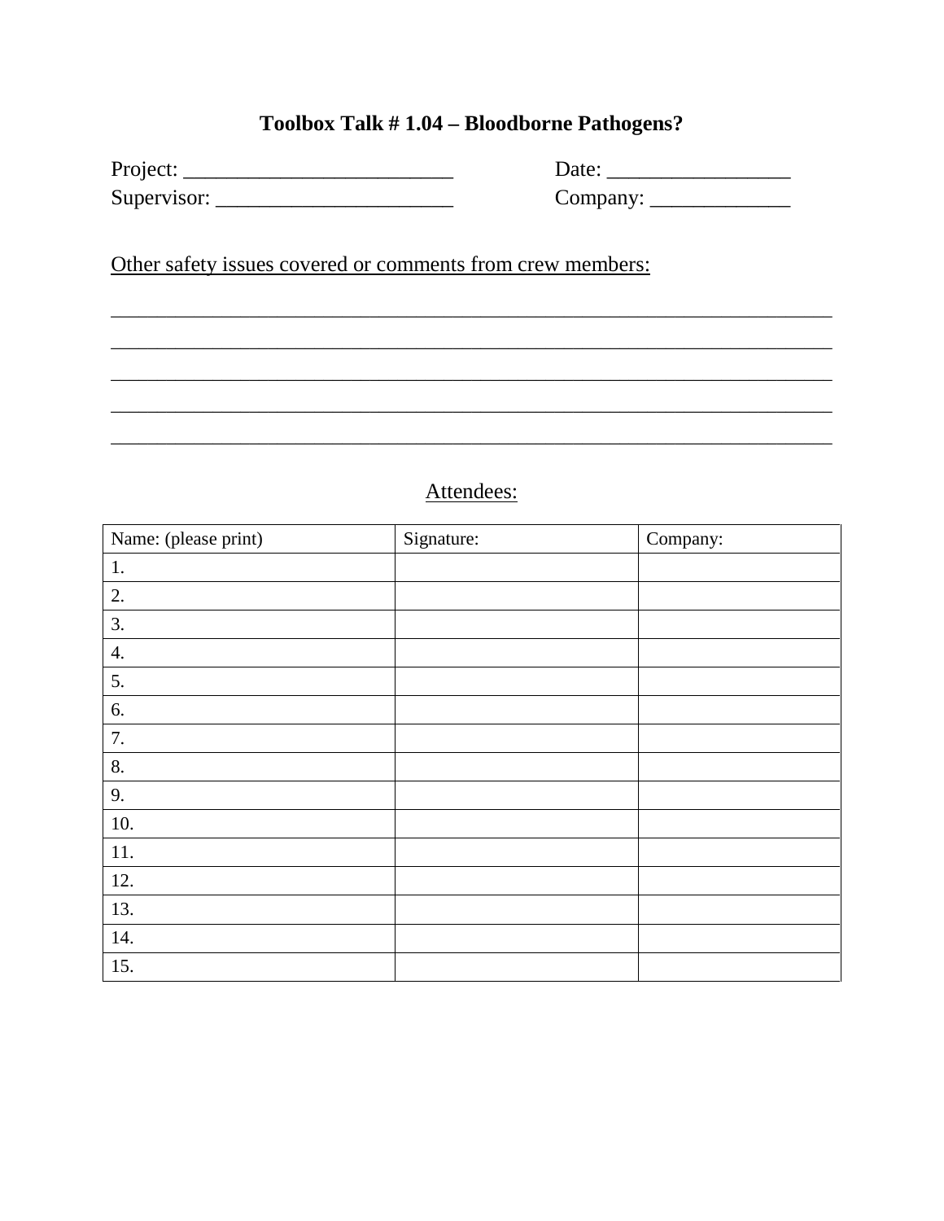**Toolbox Talk # 1.04 – Bloodborne Pathogens?**

Project: _________________________ Date: _________________

Supervisor: ______________________ Company: _____________

Other safety issues covered or comments from crew members:

_____________________________________________________________________

_____________________________________________________________________

_____________________________________________________________________

_____________________________________________________________________

_____________________________________________________________________

Attendees:

| Name: (please print) | Signature: | Company: |
|---|---|---|
| 1. | | |
| 2. | | |
| 3. | | |
| 4. | | |
| 5. | | |
| 6. | | |
| 7. | | |
| 8. | | |
| 9. | | |
| 10. | | |
| 11. | | |
| 12. | | |
| 13. | | |
| 14. | | |
| 15. | | |